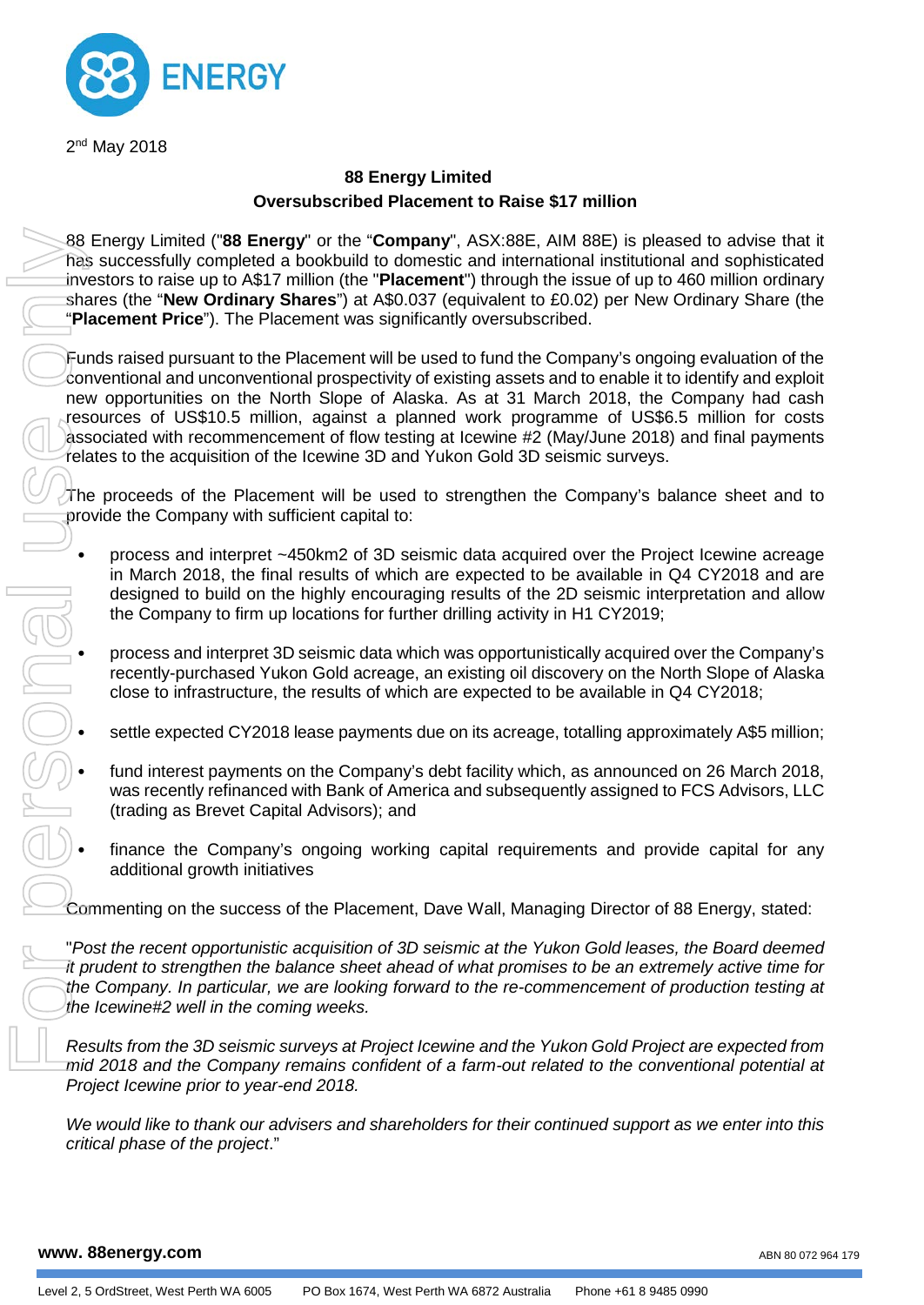2[nd] May 2018

# 88 Energy Limited

## Oversubscribed Placement to Raise $17 million

88 Energy Limited ("**88 Energy**" or the "**Company**", ASX:88E, AIM 88E) is pleased to advise that it has successfully completed a bookbuild to domestic and international institutional and sophisticated investors to raise up to A$17 million (the "**Placement**") through the issue of up to 460 million ordinary shares (the "**New Ordinary Shares**") at A$0.037 (equivalent to £0.02) per New Ordinary Share (the "**Placement Price**"). The Placement was significantly oversubscribed.

Funds raised pursuant to the Placement will be used to fund the Company's ongoing evaluation of the conventional and unconventional prospectivity of existing assets and to enable it to identify and exploit new opportunities on the North Slope of Alaska. As at 31 March 2018, the Company had cash resources of US$10.5 million, against a planned work programme of US$6.5 million for costs associated with recommencement of flow testing at Icewine #2 (May/June 2018) and final payments relates to the acquisition of the Icewine 3D and Yukon Gold 3D seismic surveys.

The proceeds of the Placement will be used to strengthen the Company's balance sheet and to provide the Company with sufficient capital to:

- process and interpret ~450km2 of 3D seismic data acquired over the Project Icewine acreage in March 2018, the final results of which are expected to be available in Q4 CY2018 and are designed to build on the highly encouraging results of the 2D seismic interpretation and allow the Company to firm up locations for further drilling activity in H1 CY2019;
- process and interpret 3D seismic data which was opportunistically acquired over the Company's recently-purchased Yukon Gold acreage, an existing oil discovery on the North Slope of Alaska close to infrastructure, the results of which are expected to be available in Q4 CY2018;
- settle expected CY2018 lease payments due on its acreage, totalling approximately A$5 million;
- fund interest payments on the Company's debt facility which, as announced on 26 March 2018, was recently refinanced with Bank of America and subsequently assigned to FCS Advisors, LLC (trading as Brevet Capital Advisors); and
- finance the Company's ongoing working capital requirements and provide capital for any additional growth initiatives

Commenting on the success of the Placement, Dave Wall, Managing Director of 88 Energy, stated:

"*Post the recent opportunistic acquisition of 3D seismic at the Yukon Gold leases, the Board deemed it prudent to strengthen the balance sheet ahead of what promises to be an extremely active time for the Company. In particular, we are looking forward to the re-commencement of production testing at the Icewine#2 well in the coming weeks.*

*Results from the 3D seismic surveys at Project Icewine and the Yukon Gold Project are expected from mid 2018 and the Company remains confident of a farm-out related to the conventional potential at Project Icewine prior to year-end 2018.*

*We would like to thank our advisers and shareholders for their continued support as we enter into this critical phase of the project*."

**www. 88energy.com** ABN 80 072 964 179

Level 2, 5 OrdStreet, West Perth WA 6005 PO Box 1674, West Perth WA 6872 Australia Phone +61 8 9485 0990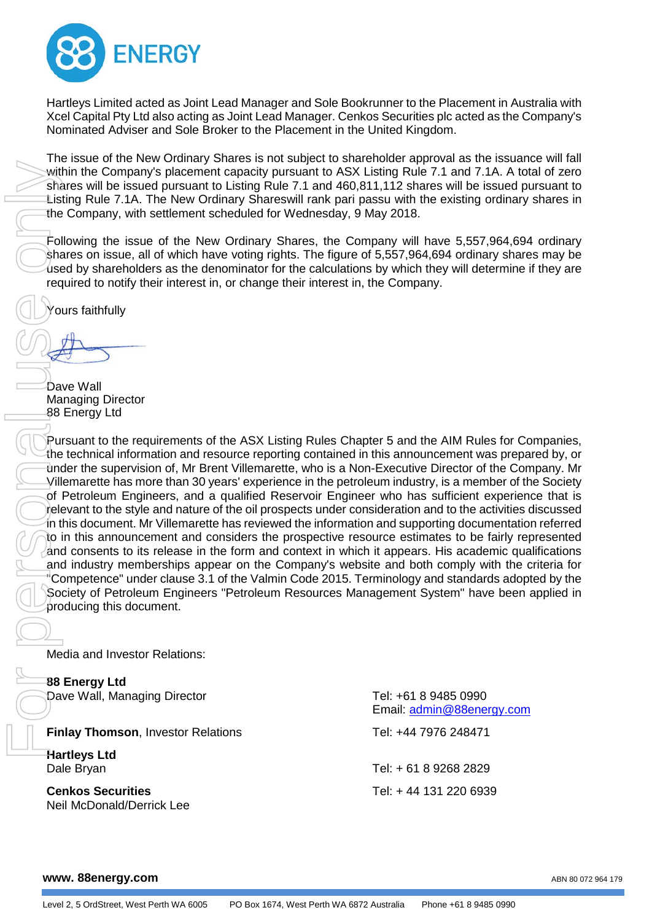Hartleys Limited acted as Joint Lead Manager and Sole Bookrunner to the Placement in Australia with Xcel Capital Pty Ltd also acting as Joint Lead Manager. Cenkos Securities plc acted as the Company's Nominated Adviser and Sole Broker to the Placement in the United Kingdom.

The issue of the New Ordinary Shares is not subject to shareholder approval as the issuance will fall within the Company's placement capacity pursuant to ASX Listing Rule 7.1 and 7.1A. A total of zero shares will be issued pursuant to Listing Rule 7.1 and 460,811,112 shares will be issued pursuant to Listing Rule 7.1A. The New Ordinary Shareswill rank pari passu with the existing ordinary shares in the Company, with settlement scheduled for Wednesday, 9 May 2018.

Following the issue of the New Ordinary Shares, the Company will have 5,557,964,694 ordinary shares on issue, all of which have voting rights. The figure of 5,557,964,694 ordinary shares may be used by shareholders as the denominator for the calculations by which they will determine if they are required to notify their interest in, or change their interest in, the Company.

Yours faithfully

Dave Wall
Managing Director
88 Energy Ltd

Pursuant to the requirements of the ASX Listing Rules Chapter 5 and the AIM Rules for Companies, the technical information and resource reporting contained in this announcement was prepared by, or under the supervision of, Mr Brent Villemarette, who is a Non-Executive Director of the Company. Mr Villemarette has more than 30 years' experience in the petroleum industry, is a member of the Society of Petroleum Engineers, and a qualified Reservoir Engineer who has sufficient experience that is relevant to the style and nature of the oil prospects under consideration and to the activities discussed in this document. Mr Villemarette has reviewed the information and supporting documentation referred to in this announcement and considers the prospective resource estimates to be fairly represented and consents to its release in the form and context in which it appears. His academic qualifications and industry memberships appear on the Company's website and both comply with the criteria for "Competence" under clause 3.1 of the Valmin Code 2015. Terminology and standards adopted by the Society of Petroleum Engineers "Petroleum Resources Management System" have been applied in producing this document.

Media and Investor Relations:

**88 Energy Ltd**
Dave Wall, Managing Director — Tel: +61 8 9485 0990, Email: admin@88energy.com

**Finlay Thomson**, Investor Relations — Tel: +44 7976 248471

**Hartleys Ltd**
Dale Bryan — Tel: + 61 8 9268 2829

**Cenkos Securities**
Neil McDonald/Derrick Lee — Tel: + 44 131 220 6939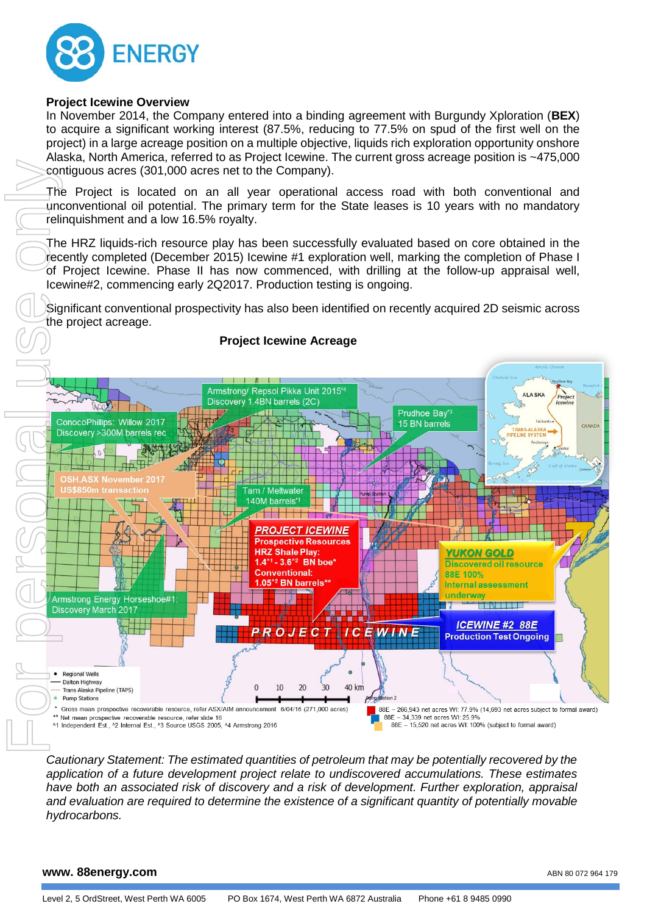## Project Icewine Overview

In November 2014, the Company entered into a binding agreement with Burgundy Xploration (**BEX**) to acquire a significant working interest (87.5%, reducing to 77.5% on spud of the first well on the project) in a large acreage position on a multiple objective, liquids rich exploration opportunity onshore Alaska, North America, referred to as Project Icewine. The current gross acreage position is ~475,000 contiguous acres (301,000 acres net to the Company).

The Project is located on an all year operational access road with both conventional and unconventional oil potential. The primary term for the State leases is 10 years with no mandatory relinquishment and a low 16.5% royalty.

The HRZ liquids-rich resource play has been successfully evaluated based on core obtained in the recently completed (December 2015) Icewine #1 exploration well, marking the completion of Phase I of Project Icewine. Phase II has now commenced, with drilling at the follow-up appraisal well, Icewine#2, commencing early 2Q2017. Production testing is ongoing.

Significant conventional prospectivity has also been identified on recently acquired 2D seismic across the project acreage.

**Project Icewine Acreage**

Armstrong/ Repsol Pikka Unit 2015^4 Discovery 1.4BN barrels (2C)

ConocoPhillips: Willow 2017 Discovery >300M barrels rec

Prudhoe Bay^3 15 BN barrels

OSH.ASX November 2017 US$850m transaction

Tarn / Meltwater 140M barrels^1

**PROJECT ICEWINE**
**Prospective Resources**
**HRZ Shale Play:**
**1.4^1 - 3.6^2 BN boe***
**Conventional:**
**1.05^2 BN barrels****

**YUKON GOLD**
Discovered oil resource
88E 100%
Internal assessment underway

Armstrong Energy Horseshoe#1: Discovery March 2017

**ICEWINE #2 88E**
Production Test Ongoing

PROJECT ICEWINE

- Regional Wells
- Dalton Highway
- Trans Alaska Pipeline (TAPS)
- Pump Stations

\* Gross mean prospective recoverable resource, refer ASX/AIM announcement 6/04/16 (271,000 acres)
\** Net mean prospective recoverable resource, refer slide 16
^1 Independent Est., ^2 Internal Est., ^3 Source USGS 2005, ^4 Armstrong 2016

88E – 266,943 net acres WI: 77.9% (14,693 net acres subject to formal award)
88E – 34,339 net acres WI: 25.9%
88E – 15,520 net acres WI: 100% (subject to formal award)

*Cautionary Statement: The estimated quantities of petroleum that may be potentially recovered by the application of a future development project relate to undiscovered accumulations. These estimates have both an associated risk of discovery and a risk of development. Further exploration, appraisal and evaluation are required to determine the existence of a significant quantity of potentially movable hydrocarbons.*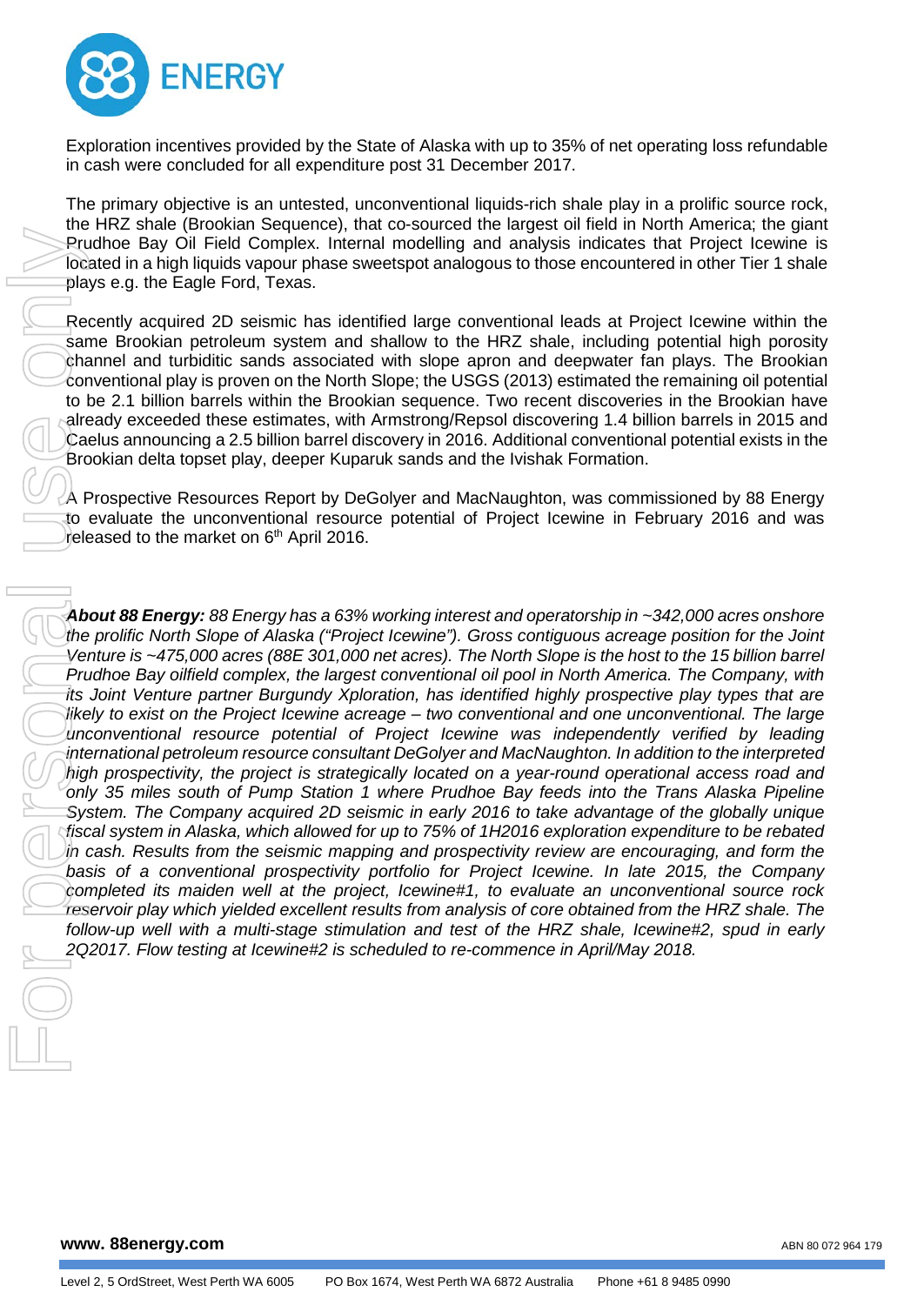Exploration incentives provided by the State of Alaska with up to 35% of net operating loss refundable in cash were concluded for all expenditure post 31 December 2017.

The primary objective is an untested, unconventional liquids-rich shale play in a prolific source rock, the HRZ shale (Brookian Sequence), that co-sourced the largest oil field in North America; the giant Prudhoe Bay Oil Field Complex. Internal modelling and analysis indicates that Project Icewine is located in a high liquids vapour phase sweetspot analogous to those encountered in other Tier 1 shale plays e.g. the Eagle Ford, Texas.

Recently acquired 2D seismic has identified large conventional leads at Project Icewine within the same Brookian petroleum system and shallow to the HRZ shale, including potential high porosity channel and turbiditic sands associated with slope apron and deepwater fan plays. The Brookian conventional play is proven on the North Slope; the USGS (2013) estimated the remaining oil potential to be 2.1 billion barrels within the Brookian sequence. Two recent discoveries in the Brookian have already exceeded these estimates, with Armstrong/Repsol discovering 1.4 billion barrels in 2015 and Caelus announcing a 2.5 billion barrel discovery in 2016. Additional conventional potential exists in the Brookian delta topset play, deeper Kuparuk sands and the Ivishak Formation.

A Prospective Resources Report by DeGolyer and MacNaughton, was commissioned by 88 Energy to evaluate the unconventional resource potential of Project Icewine in February 2016 and was released to the market on 6th April 2016.

***About 88 Energy:*** *88 Energy has a 63% working interest and operatorship in ~342,000 acres onshore the prolific North Slope of Alaska ("Project Icewine"). Gross contiguous acreage position for the Joint Venture is ~475,000 acres (88E 301,000 net acres). The North Slope is the host to the 15 billion barrel Prudhoe Bay oilfield complex, the largest conventional oil pool in North America. The Company, with its Joint Venture partner Burgundy Xploration, has identified highly prospective play types that are likely to exist on the Project Icewine acreage – two conventional and one unconventional. The large unconventional resource potential of Project Icewine was independently verified by leading international petroleum resource consultant DeGolyer and MacNaughton. In addition to the interpreted high prospectivity, the project is strategically located on a year-round operational access road and only 35 miles south of Pump Station 1 where Prudhoe Bay feeds into the Trans Alaska Pipeline System. The Company acquired 2D seismic in early 2016 to take advantage of the globally unique fiscal system in Alaska, which allowed for up to 75% of 1H2016 exploration expenditure to be rebated in cash. Results from the seismic mapping and prospectivity review are encouraging, and form the basis of a conventional prospectivity portfolio for Project Icewine. In late 2015, the Company completed its maiden well at the project, Icewine#1, to evaluate an unconventional source rock reservoir play which yielded excellent results from analysis of core obtained from the HRZ shale. The follow-up well with a multi-stage stimulation and test of the HRZ shale, Icewine#2, spud in early 2Q2017. Flow testing at Icewine#2 is scheduled to re-commence in April/May 2018.*